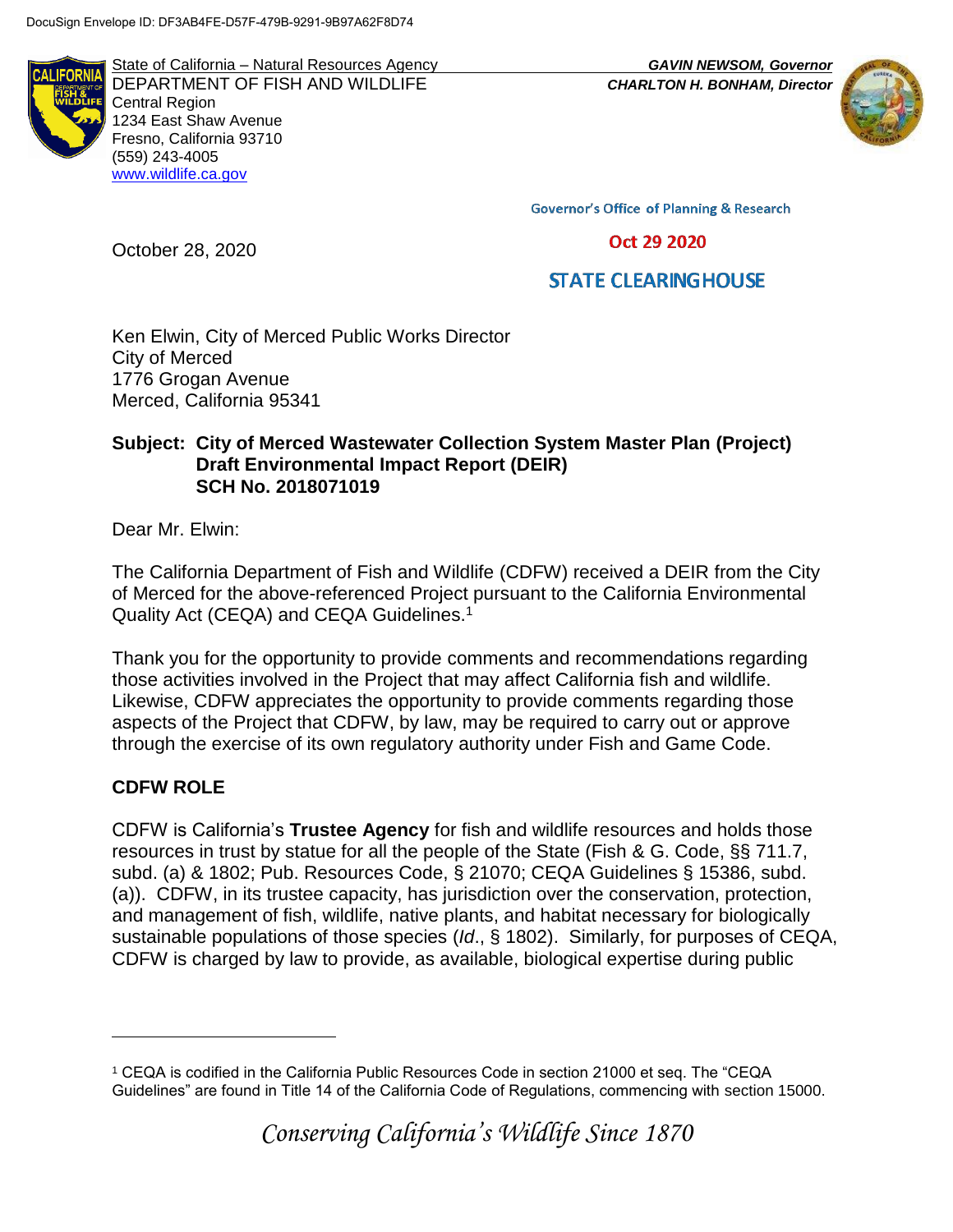DocuSign Envelope ID: DF3AB4FE-D57F-479B-9291-9B97A62F8D74

State of California – Natural Resources Agency
DEPARTMENT OF FISH AND WILDLIFE
Central Region
1234 East Shaw Avenue
Fresno, California 93710
(559) 243-4005
www.wildlife.ca.gov

***GAVIN NEWSOM, Governor***
***CHARLTON H. BONHAM, Director***

Governor's Office of Planning & Research

Oct 29 2020

STATE CLEARINGHOUSE

October 28, 2020

Ken Elwin, City of Merced Public Works Director
City of Merced
1776 Grogan Avenue
Merced, California 95341

**Subject: City of Merced Wastewater Collection System Master Plan (Project) Draft Environmental Impact Report (DEIR) SCH No. 2018071019**

Dear Mr. Elwin:

The California Department of Fish and Wildlife (CDFW) received a DEIR from the City of Merced for the above-referenced Project pursuant to the California Environmental Quality Act (CEQA) and CEQA Guidelines.[1]

Thank you for the opportunity to provide comments and recommendations regarding those activities involved in the Project that may affect California fish and wildlife. Likewise, CDFW appreciates the opportunity to provide comments regarding those aspects of the Project that CDFW, by law, may be required to carry out or approve through the exercise of its own regulatory authority under Fish and Game Code.

## CDFW ROLE

CDFW is California's **Trustee Agency** for fish and wildlife resources and holds those resources in trust by statue for all the people of the State (Fish & G. Code, §§ 711.7, subd. (a) & 1802; Pub. Resources Code, § 21070; CEQA Guidelines § 15386, subd. (a)). CDFW, in its trustee capacity, has jurisdiction over the conservation, protection, and management of fish, wildlife, native plants, and habitat necessary for biologically sustainable populations of those species (*Id*., § 1802). Similarly, for purposes of CEQA, CDFW is charged by law to provide, as available, biological expertise during public

[1] CEQA is codified in the California Public Resources Code in section 21000 et seq. The "CEQA Guidelines" are found in Title 14 of the California Code of Regulations, commencing with section 15000.

*Conserving California's Wildlife Since 1870*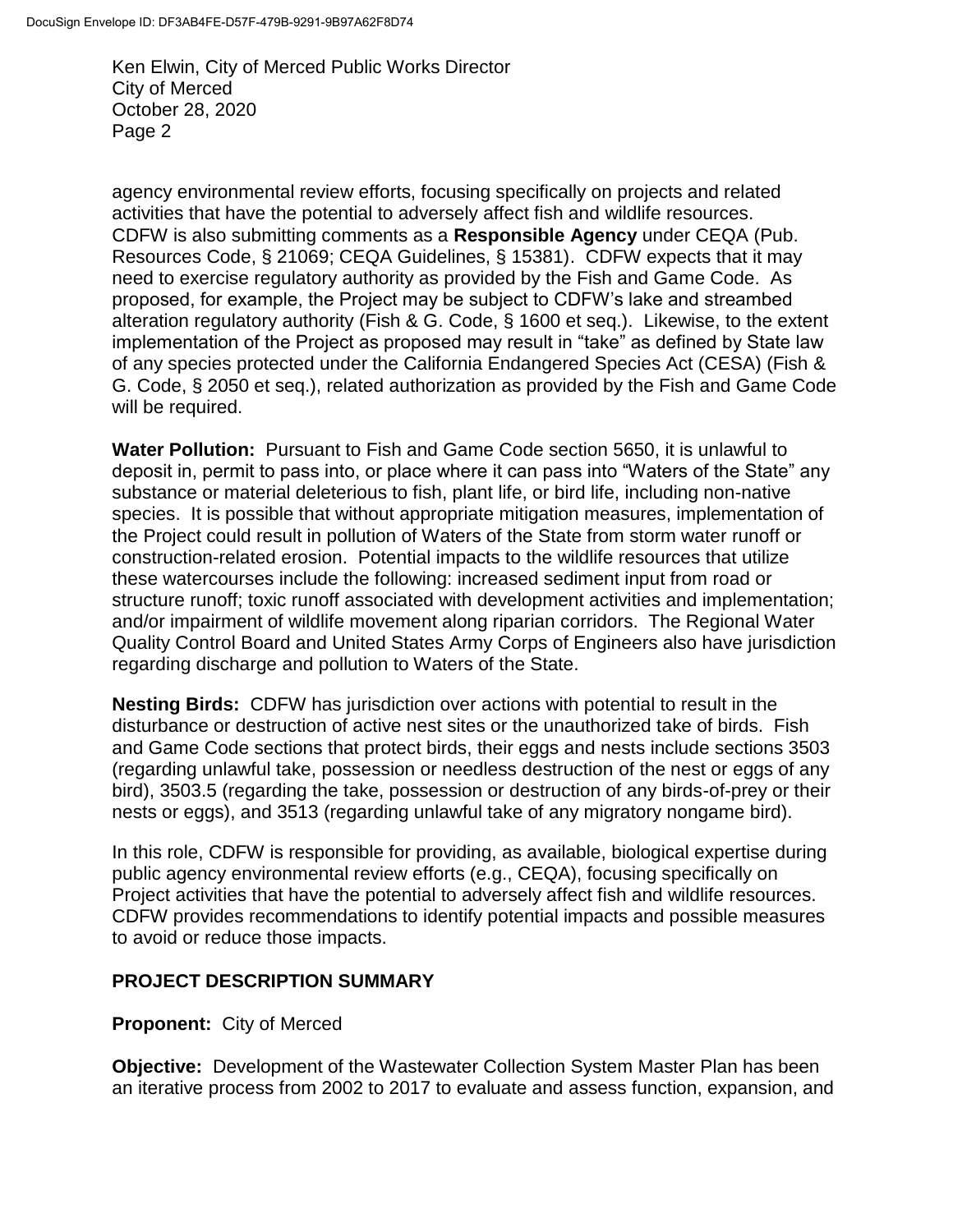agency environmental review efforts, focusing specifically on projects and related activities that have the potential to adversely affect fish and wildlife resources. CDFW is also submitting comments as a **Responsible Agency** under CEQA (Pub. Resources Code, § 21069; CEQA Guidelines, § 15381). CDFW expects that it may need to exercise regulatory authority as provided by the Fish and Game Code. As proposed, for example, the Project may be subject to CDFW's lake and streambed alteration regulatory authority (Fish & G. Code, § 1600 et seq.). Likewise, to the extent implementation of the Project as proposed may result in "take" as defined by State law of any species protected under the California Endangered Species Act (CESA) (Fish & G. Code, § 2050 et seq.), related authorization as provided by the Fish and Game Code will be required.

**Water Pollution:** Pursuant to Fish and Game Code section 5650, it is unlawful to deposit in, permit to pass into, or place where it can pass into "Waters of the State" any substance or material deleterious to fish, plant life, or bird life, including non-native species. It is possible that without appropriate mitigation measures, implementation of the Project could result in pollution of Waters of the State from storm water runoff or construction-related erosion. Potential impacts to the wildlife resources that utilize these watercourses include the following: increased sediment input from road or structure runoff; toxic runoff associated with development activities and implementation; and/or impairment of wildlife movement along riparian corridors. The Regional Water Quality Control Board and United States Army Corps of Engineers also have jurisdiction regarding discharge and pollution to Waters of the State.

**Nesting Birds:** CDFW has jurisdiction over actions with potential to result in the disturbance or destruction of active nest sites or the unauthorized take of birds. Fish and Game Code sections that protect birds, their eggs and nests include sections 3503 (regarding unlawful take, possession or needless destruction of the nest or eggs of any bird), 3503.5 (regarding the take, possession or destruction of any birds-of-prey or their nests or eggs), and 3513 (regarding unlawful take of any migratory nongame bird).

In this role, CDFW is responsible for providing, as available, biological expertise during public agency environmental review efforts (e.g., CEQA), focusing specifically on Project activities that have the potential to adversely affect fish and wildlife resources. CDFW provides recommendations to identify potential impacts and possible measures to avoid or reduce those impacts.

## PROJECT DESCRIPTION SUMMARY

**Proponent:** City of Merced

**Objective:** Development of the Wastewater Collection System Master Plan has been an iterative process from 2002 to 2017 to evaluate and assess function, expansion, and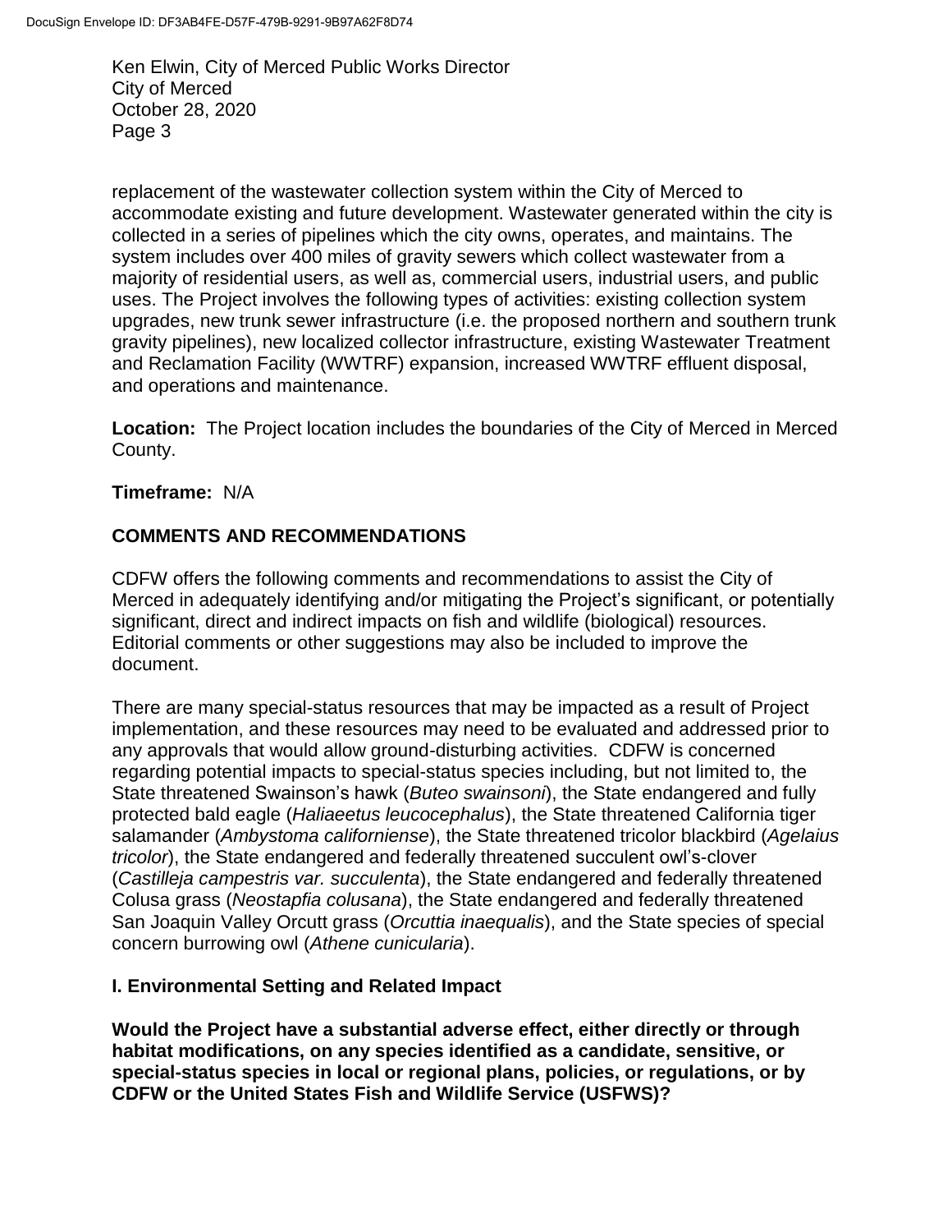replacement of the wastewater collection system within the City of Merced to accommodate existing and future development. Wastewater generated within the city is collected in a series of pipelines which the city owns, operates, and maintains. The system includes over 400 miles of gravity sewers which collect wastewater from a majority of residential users, as well as, commercial users, industrial users, and public uses. The Project involves the following types of activities: existing collection system upgrades, new trunk sewer infrastructure (i.e. the proposed northern and southern trunk gravity pipelines), new localized collector infrastructure, existing Wastewater Treatment and Reclamation Facility (WWTRF) expansion, increased WWTRF effluent disposal, and operations and maintenance.

**Location:** The Project location includes the boundaries of the City of Merced in Merced County.

**Timeframe:** N/A

## COMMENTS AND RECOMMENDATIONS

CDFW offers the following comments and recommendations to assist the City of Merced in adequately identifying and/or mitigating the Project's significant, or potentially significant, direct and indirect impacts on fish and wildlife (biological) resources. Editorial comments or other suggestions may also be included to improve the document.

There are many special-status resources that may be impacted as a result of Project implementation, and these resources may need to be evaluated and addressed prior to any approvals that would allow ground-disturbing activities. CDFW is concerned regarding potential impacts to special-status species including, but not limited to, the State threatened Swainson's hawk (*Buteo swainsoni*), the State endangered and fully protected bald eagle (*Haliaeetus leucocephalus*), the State threatened California tiger salamander (*Ambystoma californiense*), the State threatened tricolor blackbird (*Agelaius tricolor*), the State endangered and federally threatened succulent owl's-clover (*Castilleja campestris var. succulenta*), the State endangered and federally threatened Colusa grass (*Neostapfia colusana*), the State endangered and federally threatened San Joaquin Valley Orcutt grass (*Orcuttia inaequalis*), and the State species of special concern burrowing owl (*Athene cunicularia*).

## I. Environmental Setting and Related Impact

**Would the Project have a substantial adverse effect, either directly or through habitat modifications, on any species identified as a candidate, sensitive, or special-status species in local or regional plans, policies, or regulations, or by CDFW or the United States Fish and Wildlife Service (USFWS)?**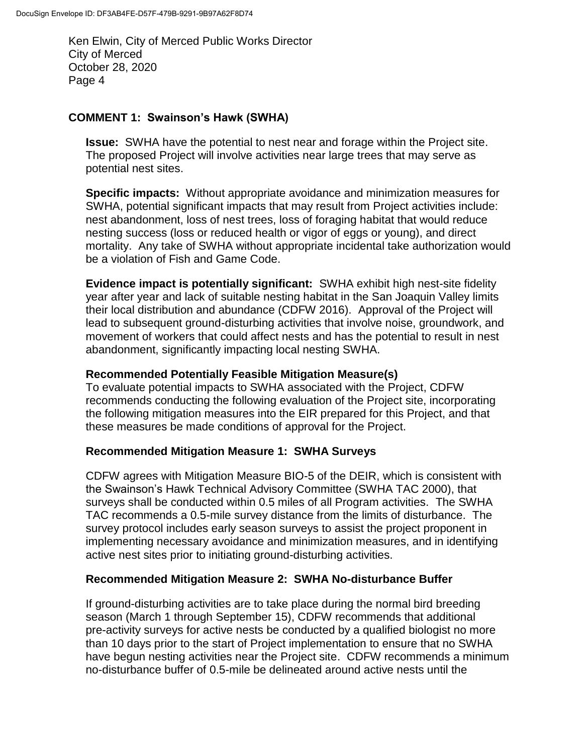## COMMENT 1: Swainson's Hawk (SWHA)

**Issue:** SWHA have the potential to nest near and forage within the Project site. The proposed Project will involve activities near large trees that may serve as potential nest sites.

**Specific impacts:** Without appropriate avoidance and minimization measures for SWHA, potential significant impacts that may result from Project activities include: nest abandonment, loss of nest trees, loss of foraging habitat that would reduce nesting success (loss or reduced health or vigor of eggs or young), and direct mortality. Any take of SWHA without appropriate incidental take authorization would be a violation of Fish and Game Code.

**Evidence impact is potentially significant:** SWHA exhibit high nest-site fidelity year after year and lack of suitable nesting habitat in the San Joaquin Valley limits their local distribution and abundance (CDFW 2016). Approval of the Project will lead to subsequent ground-disturbing activities that involve noise, groundwork, and movement of workers that could affect nests and has the potential to result in nest abandonment, significantly impacting local nesting SWHA.

### Recommended Potentially Feasible Mitigation Measure(s)

To evaluate potential impacts to SWHA associated with the Project, CDFW recommends conducting the following evaluation of the Project site, incorporating the following mitigation measures into the EIR prepared for this Project, and that these measures be made conditions of approval for the Project.

### Recommended Mitigation Measure 1: SWHA Surveys

CDFW agrees with Mitigation Measure BIO-5 of the DEIR, which is consistent with the Swainson's Hawk Technical Advisory Committee (SWHA TAC 2000), that surveys shall be conducted within 0.5 miles of all Program activities. The SWHA TAC recommends a 0.5-mile survey distance from the limits of disturbance. The survey protocol includes early season surveys to assist the project proponent in implementing necessary avoidance and minimization measures, and in identifying active nest sites prior to initiating ground-disturbing activities.

### Recommended Mitigation Measure 2: SWHA No-disturbance Buffer

If ground-disturbing activities are to take place during the normal bird breeding season (March 1 through September 15), CDFW recommends that additional pre-activity surveys for active nests be conducted by a qualified biologist no more than 10 days prior to the start of Project implementation to ensure that no SWHA have begun nesting activities near the Project site. CDFW recommends a minimum no-disturbance buffer of 0.5-mile be delineated around active nests until the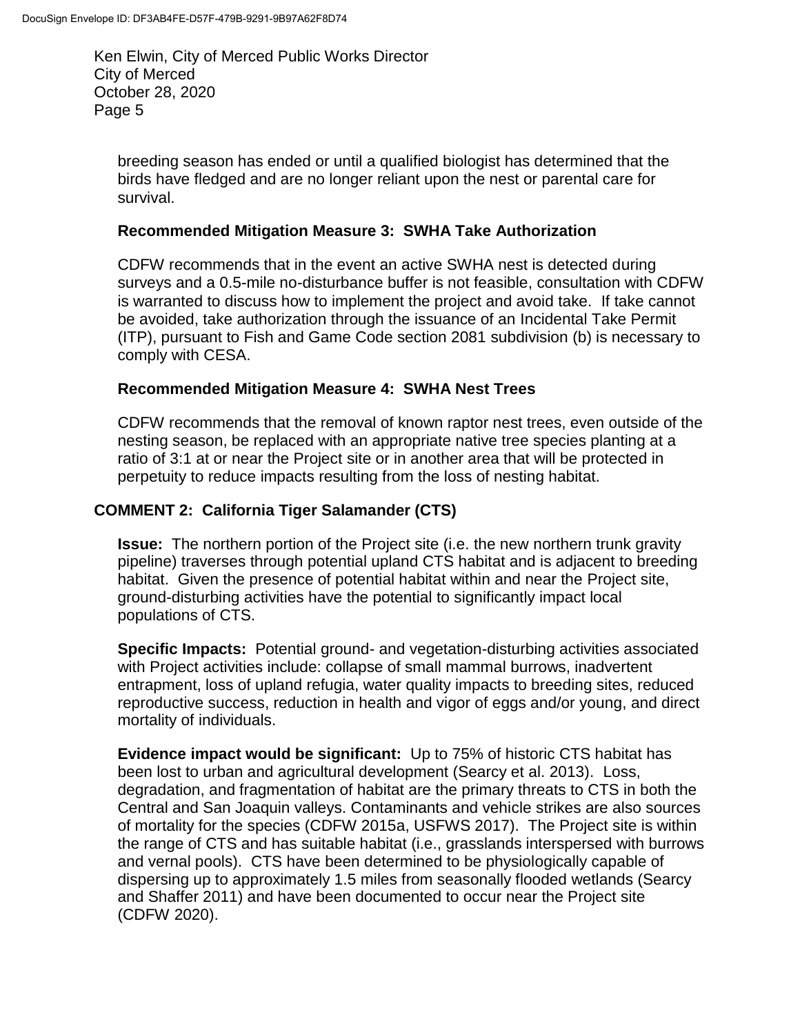breeding season has ended or until a qualified biologist has determined that the birds have fledged and are no longer reliant upon the nest or parental care for survival.

**Recommended Mitigation Measure 3: SWHA Take Authorization**

CDFW recommends that in the event an active SWHA nest is detected during surveys and a 0.5-mile no-disturbance buffer is not feasible, consultation with CDFW is warranted to discuss how to implement the project and avoid take. If take cannot be avoided, take authorization through the issuance of an Incidental Take Permit (ITP), pursuant to Fish and Game Code section 2081 subdivision (b) is necessary to comply with CESA.

**Recommended Mitigation Measure 4: SWHA Nest Trees**

CDFW recommends that the removal of known raptor nest trees, even outside of the nesting season, be replaced with an appropriate native tree species planting at a ratio of 3:1 at or near the Project site or in another area that will be protected in perpetuity to reduce impacts resulting from the loss of nesting habitat.

## COMMENT 2: California Tiger Salamander (CTS)

**Issue:** The northern portion of the Project site (i.e. the new northern trunk gravity pipeline) traverses through potential upland CTS habitat and is adjacent to breeding habitat. Given the presence of potential habitat within and near the Project site, ground-disturbing activities have the potential to significantly impact local populations of CTS.

**Specific Impacts:** Potential ground- and vegetation-disturbing activities associated with Project activities include: collapse of small mammal burrows, inadvertent entrapment, loss of upland refugia, water quality impacts to breeding sites, reduced reproductive success, reduction in health and vigor of eggs and/or young, and direct mortality of individuals.

**Evidence impact would be significant:** Up to 75% of historic CTS habitat has been lost to urban and agricultural development (Searcy et al. 2013). Loss, degradation, and fragmentation of habitat are the primary threats to CTS in both the Central and San Joaquin valleys. Contaminants and vehicle strikes are also sources of mortality for the species (CDFW 2015a, USFWS 2017). The Project site is within the range of CTS and has suitable habitat (i.e., grasslands interspersed with burrows and vernal pools). CTS have been determined to be physiologically capable of dispersing up to approximately 1.5 miles from seasonally flooded wetlands (Searcy and Shaffer 2011) and have been documented to occur near the Project site (CDFW 2020).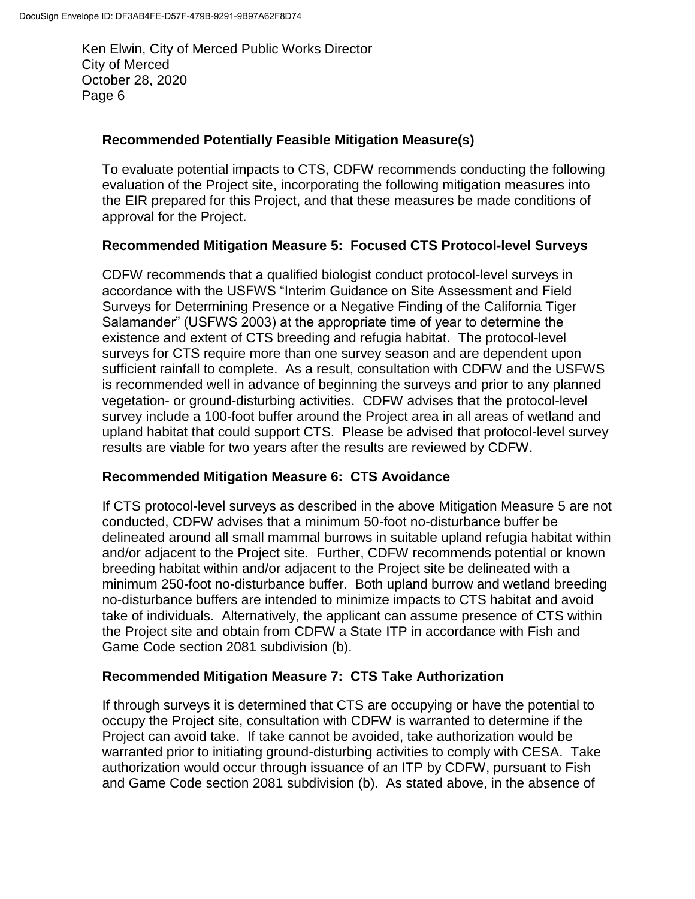**Recommended Potentially Feasible Mitigation Measure(s)**

To evaluate potential impacts to CTS, CDFW recommends conducting the following evaluation of the Project site, incorporating the following mitigation measures into the EIR prepared for this Project, and that these measures be made conditions of approval for the Project.

**Recommended Mitigation Measure 5: Focused CTS Protocol-level Surveys**

CDFW recommends that a qualified biologist conduct protocol-level surveys in accordance with the USFWS "Interim Guidance on Site Assessment and Field Surveys for Determining Presence or a Negative Finding of the California Tiger Salamander" (USFWS 2003) at the appropriate time of year to determine the existence and extent of CTS breeding and refugia habitat. The protocol-level surveys for CTS require more than one survey season and are dependent upon sufficient rainfall to complete. As a result, consultation with CDFW and the USFWS is recommended well in advance of beginning the surveys and prior to any planned vegetation- or ground-disturbing activities. CDFW advises that the protocol-level survey include a 100-foot buffer around the Project area in all areas of wetland and upland habitat that could support CTS. Please be advised that protocol-level survey results are viable for two years after the results are reviewed by CDFW.

**Recommended Mitigation Measure 6: CTS Avoidance**

If CTS protocol-level surveys as described in the above Mitigation Measure 5 are not conducted, CDFW advises that a minimum 50-foot no-disturbance buffer be delineated around all small mammal burrows in suitable upland refugia habitat within and/or adjacent to the Project site. Further, CDFW recommends potential or known breeding habitat within and/or adjacent to the Project site be delineated with a minimum 250-foot no-disturbance buffer. Both upland burrow and wetland breeding no-disturbance buffers are intended to minimize impacts to CTS habitat and avoid take of individuals. Alternatively, the applicant can assume presence of CTS within the Project site and obtain from CDFW a State ITP in accordance with Fish and Game Code section 2081 subdivision (b).

**Recommended Mitigation Measure 7: CTS Take Authorization**

If through surveys it is determined that CTS are occupying or have the potential to occupy the Project site, consultation with CDFW is warranted to determine if the Project can avoid take. If take cannot be avoided, take authorization would be warranted prior to initiating ground-disturbing activities to comply with CESA. Take authorization would occur through issuance of an ITP by CDFW, pursuant to Fish and Game Code section 2081 subdivision (b). As stated above, in the absence of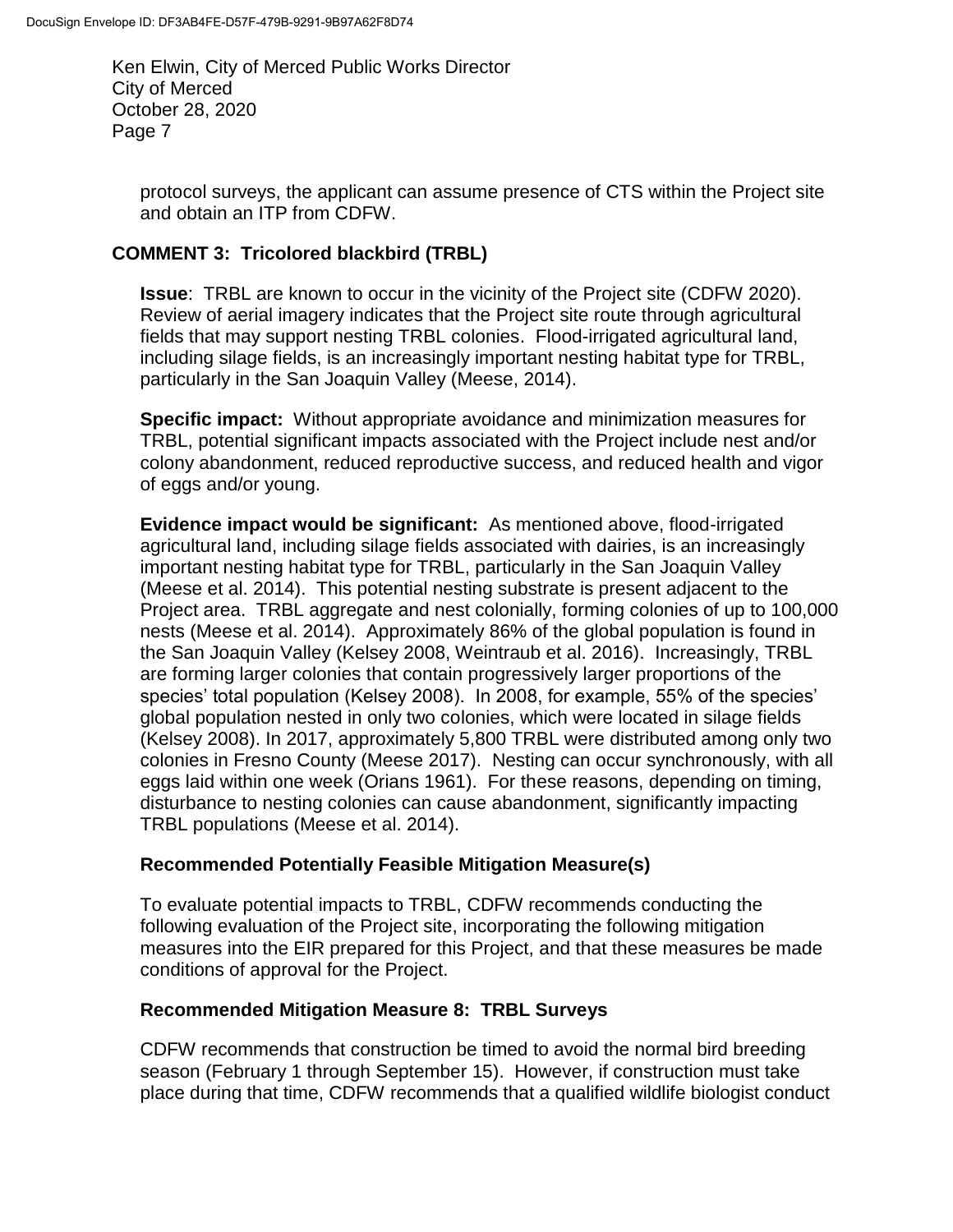protocol surveys, the applicant can assume presence of CTS within the Project site and obtain an ITP from CDFW.

## COMMENT 3: Tricolored blackbird (TRBL)

**Issue**: TRBL are known to occur in the vicinity of the Project site (CDFW 2020). Review of aerial imagery indicates that the Project site route through agricultural fields that may support nesting TRBL colonies. Flood-irrigated agricultural land, including silage fields, is an increasingly important nesting habitat type for TRBL, particularly in the San Joaquin Valley (Meese, 2014).

**Specific impact:** Without appropriate avoidance and minimization measures for TRBL, potential significant impacts associated with the Project include nest and/or colony abandonment, reduced reproductive success, and reduced health and vigor of eggs and/or young.

**Evidence impact would be significant:** As mentioned above, flood-irrigated agricultural land, including silage fields associated with dairies, is an increasingly important nesting habitat type for TRBL, particularly in the San Joaquin Valley (Meese et al. 2014). This potential nesting substrate is present adjacent to the Project area. TRBL aggregate and nest colonially, forming colonies of up to 100,000 nests (Meese et al. 2014). Approximately 86% of the global population is found in the San Joaquin Valley (Kelsey 2008, Weintraub et al. 2016). Increasingly, TRBL are forming larger colonies that contain progressively larger proportions of the species' total population (Kelsey 2008). In 2008, for example, 55% of the species' global population nested in only two colonies, which were located in silage fields (Kelsey 2008). In 2017, approximately 5,800 TRBL were distributed among only two colonies in Fresno County (Meese 2017). Nesting can occur synchronously, with all eggs laid within one week (Orians 1961). For these reasons, depending on timing, disturbance to nesting colonies can cause abandonment, significantly impacting TRBL populations (Meese et al. 2014).

### Recommended Potentially Feasible Mitigation Measure(s)

To evaluate potential impacts to TRBL, CDFW recommends conducting the following evaluation of the Project site, incorporating the following mitigation measures into the EIR prepared for this Project, and that these measures be made conditions of approval for the Project.

### Recommended Mitigation Measure 8: TRBL Surveys

CDFW recommends that construction be timed to avoid the normal bird breeding season (February 1 through September 15). However, if construction must take place during that time, CDFW recommends that a qualified wildlife biologist conduct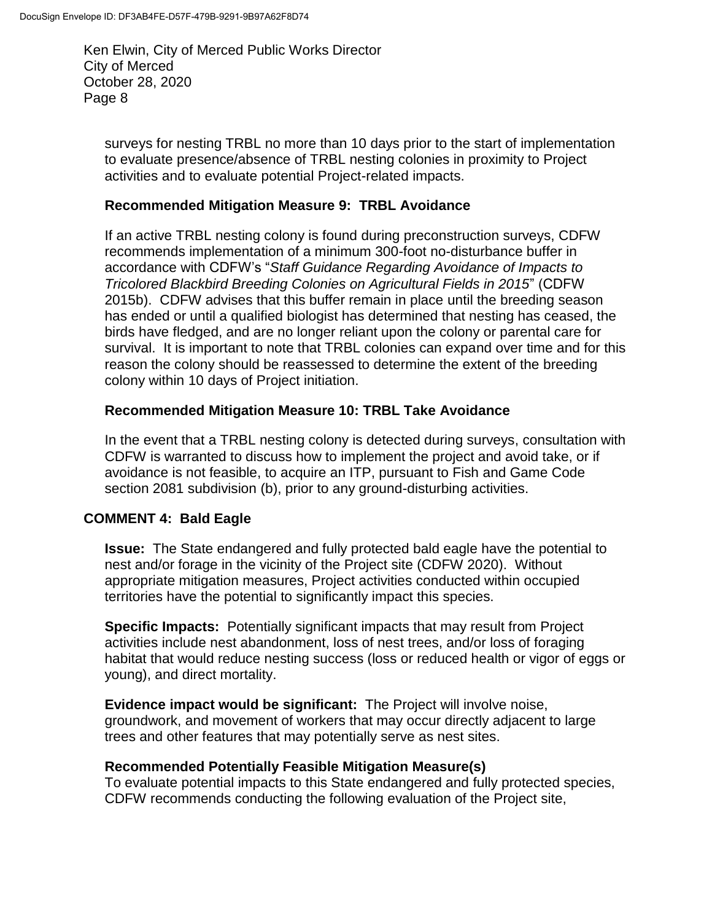surveys for nesting TRBL no more than 10 days prior to the start of implementation to evaluate presence/absence of TRBL nesting colonies in proximity to Project activities and to evaluate potential Project-related impacts.

**Recommended Mitigation Measure 9: TRBL Avoidance**

If an active TRBL nesting colony is found during preconstruction surveys, CDFW recommends implementation of a minimum 300-foot no-disturbance buffer in accordance with CDFW's "*Staff Guidance Regarding Avoidance of Impacts to Tricolored Blackbird Breeding Colonies on Agricultural Fields in 2015*" (CDFW 2015b). CDFW advises that this buffer remain in place until the breeding season has ended or until a qualified biologist has determined that nesting has ceased, the birds have fledged, and are no longer reliant upon the colony or parental care for survival. It is important to note that TRBL colonies can expand over time and for this reason the colony should be reassessed to determine the extent of the breeding colony within 10 days of Project initiation.

**Recommended Mitigation Measure 10: TRBL Take Avoidance**

In the event that a TRBL nesting colony is detected during surveys, consultation with CDFW is warranted to discuss how to implement the project and avoid take, or if avoidance is not feasible, to acquire an ITP, pursuant to Fish and Game Code section 2081 subdivision (b), prior to any ground-disturbing activities.

**COMMENT 4: Bald Eagle**

**Issue:** The State endangered and fully protected bald eagle have the potential to nest and/or forage in the vicinity of the Project site (CDFW 2020). Without appropriate mitigation measures, Project activities conducted within occupied territories have the potential to significantly impact this species.

**Specific Impacts:** Potentially significant impacts that may result from Project activities include nest abandonment, loss of nest trees, and/or loss of foraging habitat that would reduce nesting success (loss or reduced health or vigor of eggs or young), and direct mortality.

**Evidence impact would be significant:** The Project will involve noise, groundwork, and movement of workers that may occur directly adjacent to large trees and other features that may potentially serve as nest sites.

**Recommended Potentially Feasible Mitigation Measure(s)**
To evaluate potential impacts to this State endangered and fully protected species, CDFW recommends conducting the following evaluation of the Project site,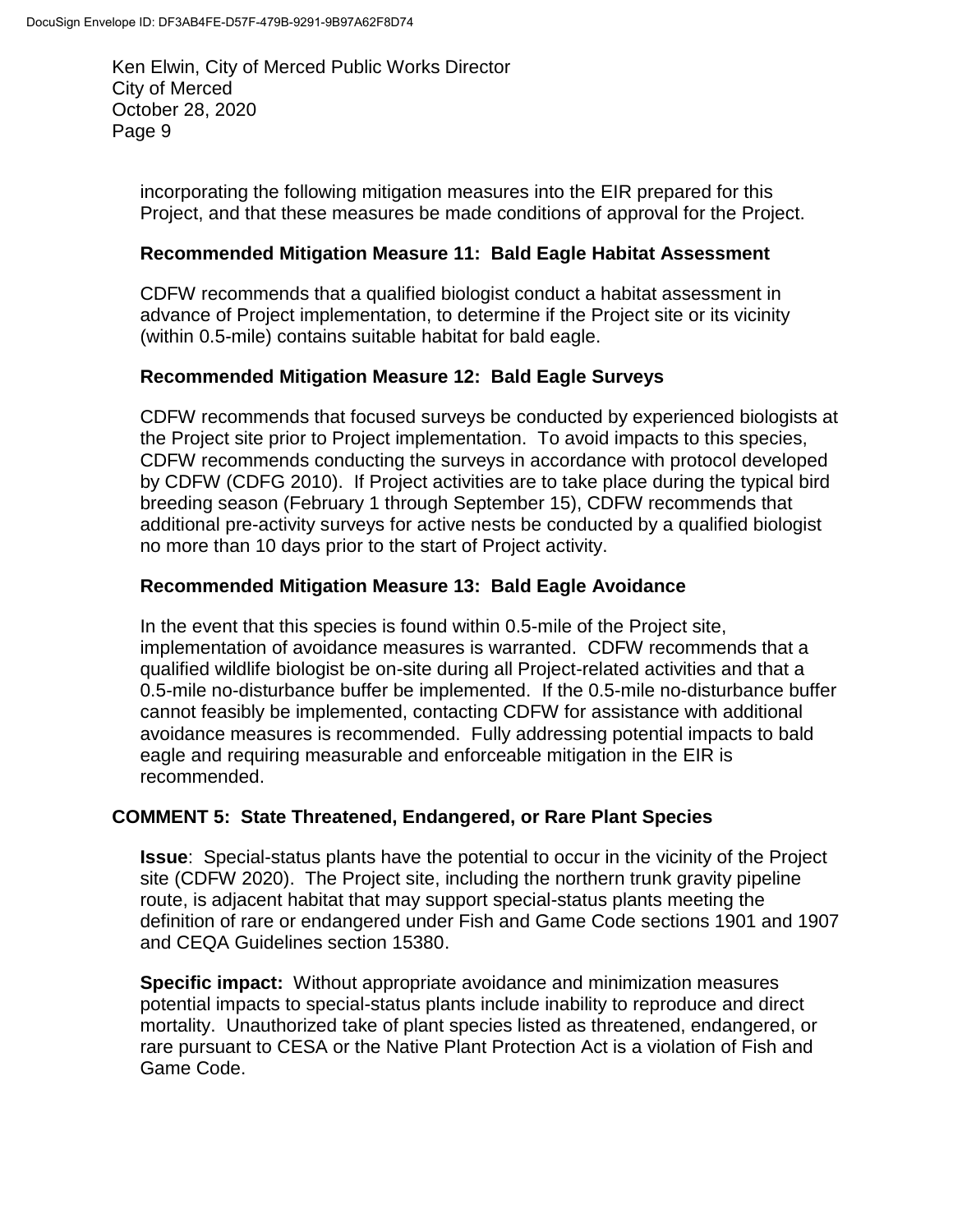incorporating the following mitigation measures into the EIR prepared for this Project, and that these measures be made conditions of approval for the Project.

**Recommended Mitigation Measure 11: Bald Eagle Habitat Assessment**

CDFW recommends that a qualified biologist conduct a habitat assessment in advance of Project implementation, to determine if the Project site or its vicinity (within 0.5-mile) contains suitable habitat for bald eagle.

**Recommended Mitigation Measure 12: Bald Eagle Surveys**

CDFW recommends that focused surveys be conducted by experienced biologists at the Project site prior to Project implementation. To avoid impacts to this species, CDFW recommends conducting the surveys in accordance with protocol developed by CDFW (CDFG 2010). If Project activities are to take place during the typical bird breeding season (February 1 through September 15), CDFW recommends that additional pre-activity surveys for active nests be conducted by a qualified biologist no more than 10 days prior to the start of Project activity.

**Recommended Mitigation Measure 13: Bald Eagle Avoidance**

In the event that this species is found within 0.5-mile of the Project site, implementation of avoidance measures is warranted. CDFW recommends that a qualified wildlife biologist be on-site during all Project-related activities and that a 0.5-mile no-disturbance buffer be implemented. If the 0.5-mile no-disturbance buffer cannot feasibly be implemented, contacting CDFW for assistance with additional avoidance measures is recommended. Fully addressing potential impacts to bald eagle and requiring measurable and enforceable mitigation in the EIR is recommended.

## COMMENT 5: State Threatened, Endangered, or Rare Plant Species

**Issue**: Special-status plants have the potential to occur in the vicinity of the Project site (CDFW 2020). The Project site, including the northern trunk gravity pipeline route, is adjacent habitat that may support special-status plants meeting the definition of rare or endangered under Fish and Game Code sections 1901 and 1907 and CEQA Guidelines section 15380.

**Specific impact:** Without appropriate avoidance and minimization measures potential impacts to special-status plants include inability to reproduce and direct mortality. Unauthorized take of plant species listed as threatened, endangered, or rare pursuant to CESA or the Native Plant Protection Act is a violation of Fish and Game Code.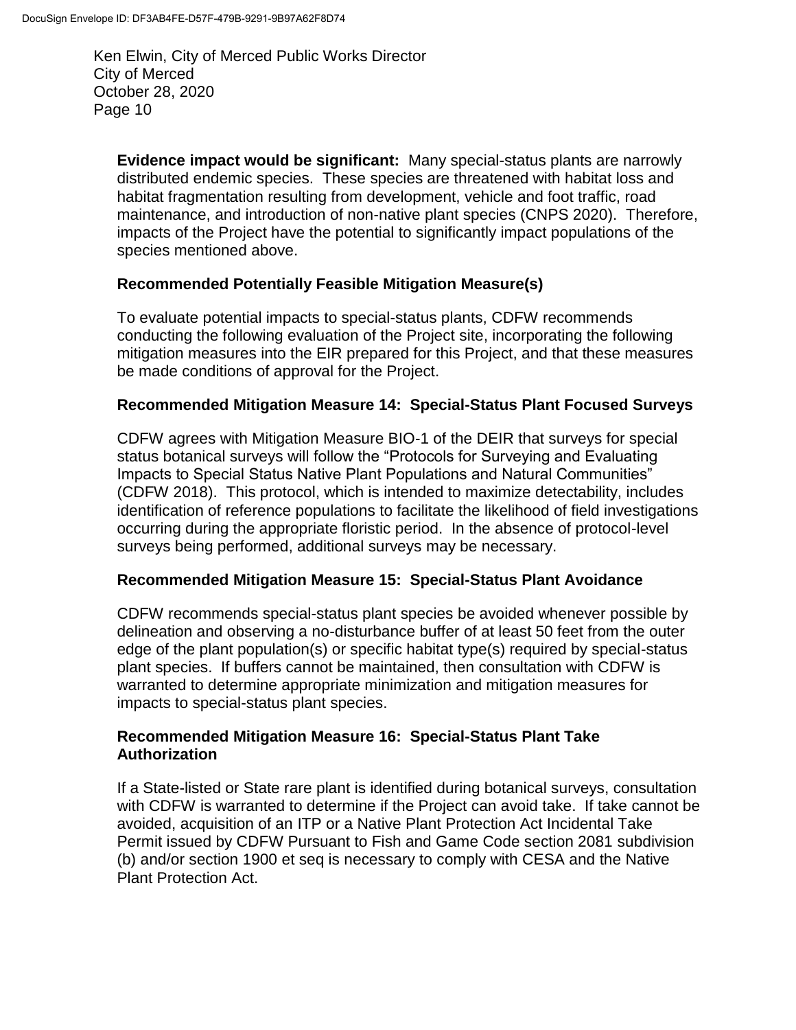**Evidence impact would be significant:** Many special-status plants are narrowly distributed endemic species. These species are threatened with habitat loss and habitat fragmentation resulting from development, vehicle and foot traffic, road maintenance, and introduction of non-native plant species (CNPS 2020). Therefore, impacts of the Project have the potential to significantly impact populations of the species mentioned above.

**Recommended Potentially Feasible Mitigation Measure(s)**

To evaluate potential impacts to special-status plants, CDFW recommends conducting the following evaluation of the Project site, incorporating the following mitigation measures into the EIR prepared for this Project, and that these measures be made conditions of approval for the Project.

**Recommended Mitigation Measure 14: Special-Status Plant Focused Surveys**

CDFW agrees with Mitigation Measure BIO-1 of the DEIR that surveys for special status botanical surveys will follow the "Protocols for Surveying and Evaluating Impacts to Special Status Native Plant Populations and Natural Communities" (CDFW 2018). This protocol, which is intended to maximize detectability, includes identification of reference populations to facilitate the likelihood of field investigations occurring during the appropriate floristic period. In the absence of protocol-level surveys being performed, additional surveys may be necessary.

**Recommended Mitigation Measure 15: Special-Status Plant Avoidance**

CDFW recommends special-status plant species be avoided whenever possible by delineation and observing a no-disturbance buffer of at least 50 feet from the outer edge of the plant population(s) or specific habitat type(s) required by special-status plant species. If buffers cannot be maintained, then consultation with CDFW is warranted to determine appropriate minimization and mitigation measures for impacts to special-status plant species.

**Recommended Mitigation Measure 16: Special-Status Plant Take Authorization**

If a State-listed or State rare plant is identified during botanical surveys, consultation with CDFW is warranted to determine if the Project can avoid take. If take cannot be avoided, acquisition of an ITP or a Native Plant Protection Act Incidental Take Permit issued by CDFW Pursuant to Fish and Game Code section 2081 subdivision (b) and/or section 1900 et seq is necessary to comply with CESA and the Native Plant Protection Act.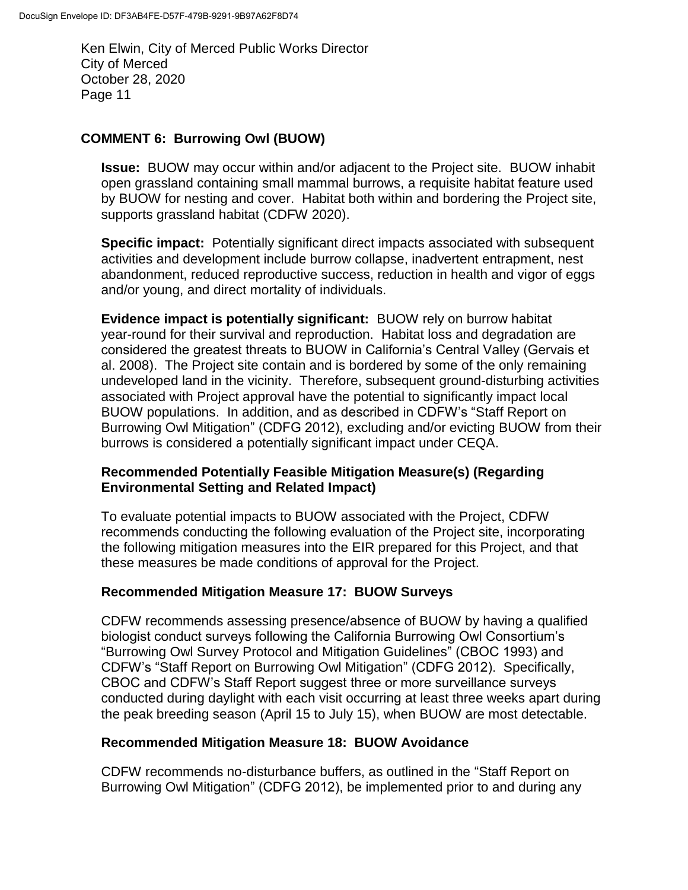## COMMENT 6: Burrowing Owl (BUOW)

**Issue:** BUOW may occur within and/or adjacent to the Project site. BUOW inhabit open grassland containing small mammal burrows, a requisite habitat feature used by BUOW for nesting and cover. Habitat both within and bordering the Project site, supports grassland habitat (CDFW 2020).

**Specific impact:** Potentially significant direct impacts associated with subsequent activities and development include burrow collapse, inadvertent entrapment, nest abandonment, reduced reproductive success, reduction in health and vigor of eggs and/or young, and direct mortality of individuals.

**Evidence impact is potentially significant:** BUOW rely on burrow habitat year-round for their survival and reproduction. Habitat loss and degradation are considered the greatest threats to BUOW in California's Central Valley (Gervais et al. 2008). The Project site contain and is bordered by some of the only remaining undeveloped land in the vicinity. Therefore, subsequent ground-disturbing activities associated with Project approval have the potential to significantly impact local BUOW populations. In addition, and as described in CDFW's "Staff Report on Burrowing Owl Mitigation" (CDFG 2012), excluding and/or evicting BUOW from their burrows is considered a potentially significant impact under CEQA.

### Recommended Potentially Feasible Mitigation Measure(s) (Regarding Environmental Setting and Related Impact)

To evaluate potential impacts to BUOW associated with the Project, CDFW recommends conducting the following evaluation of the Project site, incorporating the following mitigation measures into the EIR prepared for this Project, and that these measures be made conditions of approval for the Project.

### Recommended Mitigation Measure 17: BUOW Surveys

CDFW recommends assessing presence/absence of BUOW by having a qualified biologist conduct surveys following the California Burrowing Owl Consortium's "Burrowing Owl Survey Protocol and Mitigation Guidelines" (CBOC 1993) and CDFW's "Staff Report on Burrowing Owl Mitigation" (CDFG 2012). Specifically, CBOC and CDFW's Staff Report suggest three or more surveillance surveys conducted during daylight with each visit occurring at least three weeks apart during the peak breeding season (April 15 to July 15), when BUOW are most detectable.

### Recommended Mitigation Measure 18: BUOW Avoidance

CDFW recommends no-disturbance buffers, as outlined in the "Staff Report on Burrowing Owl Mitigation" (CDFG 2012), be implemented prior to and during any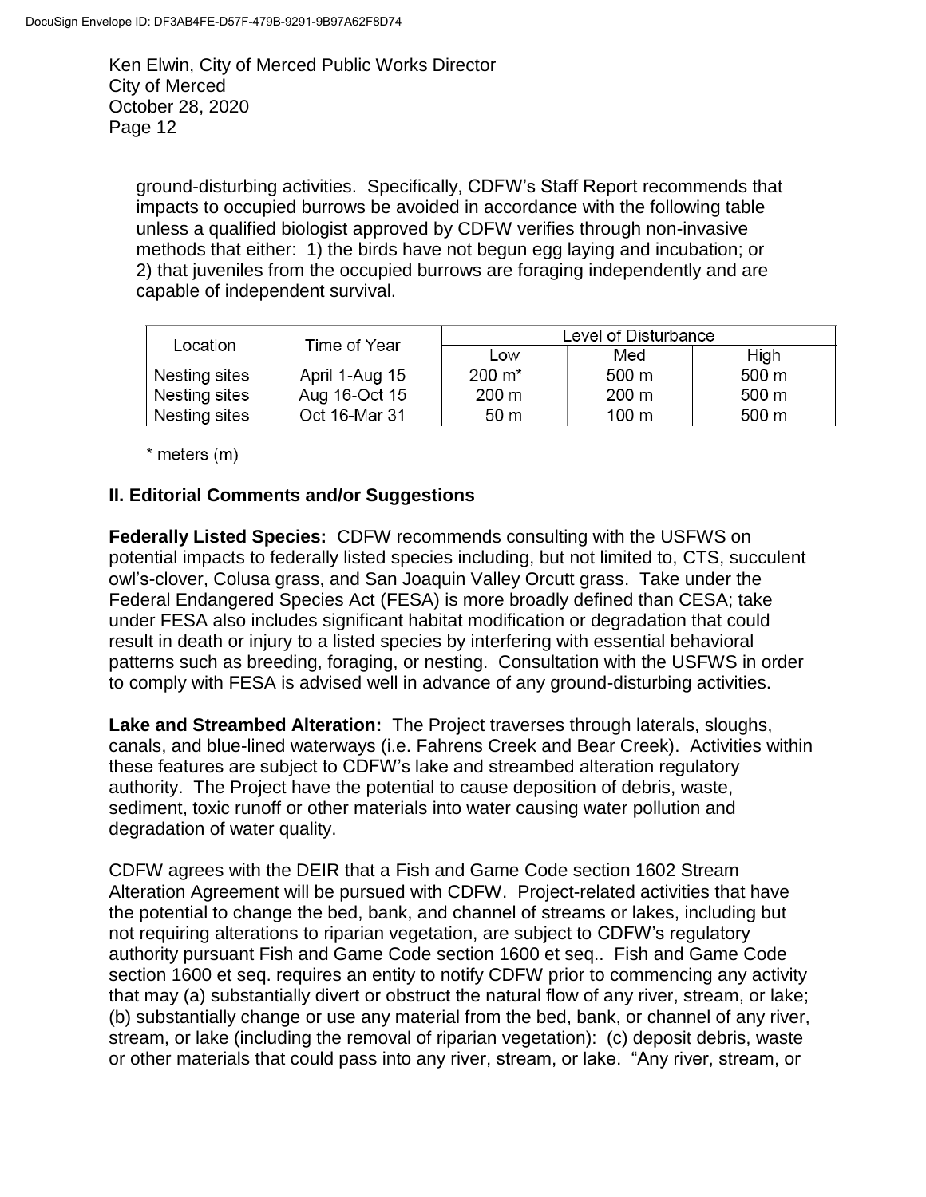ground-disturbing activities. Specifically, CDFW's Staff Report recommends that impacts to occupied burrows be avoided in accordance with the following table unless a qualified biologist approved by CDFW verifies through non-invasive methods that either: 1) the birds have not begun egg laying and incubation; or 2) that juveniles from the occupied burrows are foraging independently and are capable of independent survival.

| Location | Time of Year | Level of Disturbance | | |
|---|---|---|---|---|
| | | Low | Med | High |
| Nesting sites | April 1-Aug 15 | 200 m* | 500 m | 500 m |
| Nesting sites | Aug 16-Oct 15 | 200 m | 200 m | 500 m |
| Nesting sites | Oct 16-Mar 31 | 50 m | 100 m | 500 m |

\* meters (m)

## II. Editorial Comments and/or Suggestions

**Federally Listed Species:** CDFW recommends consulting with the USFWS on potential impacts to federally listed species including, but not limited to, CTS, succulent owl's-clover, Colusa grass, and San Joaquin Valley Orcutt grass. Take under the Federal Endangered Species Act (FESA) is more broadly defined than CESA; take under FESA also includes significant habitat modification or degradation that could result in death or injury to a listed species by interfering with essential behavioral patterns such as breeding, foraging, or nesting. Consultation with the USFWS in order to comply with FESA is advised well in advance of any ground-disturbing activities.

**Lake and Streambed Alteration:** The Project traverses through laterals, sloughs, canals, and blue-lined waterways (i.e. Fahrens Creek and Bear Creek). Activities within these features are subject to CDFW's lake and streambed alteration regulatory authority. The Project have the potential to cause deposition of debris, waste, sediment, toxic runoff or other materials into water causing water pollution and degradation of water quality.

CDFW agrees with the DEIR that a Fish and Game Code section 1602 Stream Alteration Agreement will be pursued with CDFW. Project-related activities that have the potential to change the bed, bank, and channel of streams or lakes, including but not requiring alterations to riparian vegetation, are subject to CDFW's regulatory authority pursuant Fish and Game Code section 1600 et seq.. Fish and Game Code section 1600 et seq. requires an entity to notify CDFW prior to commencing any activity that may (a) substantially divert or obstruct the natural flow of any river, stream, or lake; (b) substantially change or use any material from the bed, bank, or channel of any river, stream, or lake (including the removal of riparian vegetation): (c) deposit debris, waste or other materials that could pass into any river, stream, or lake. "Any river, stream, or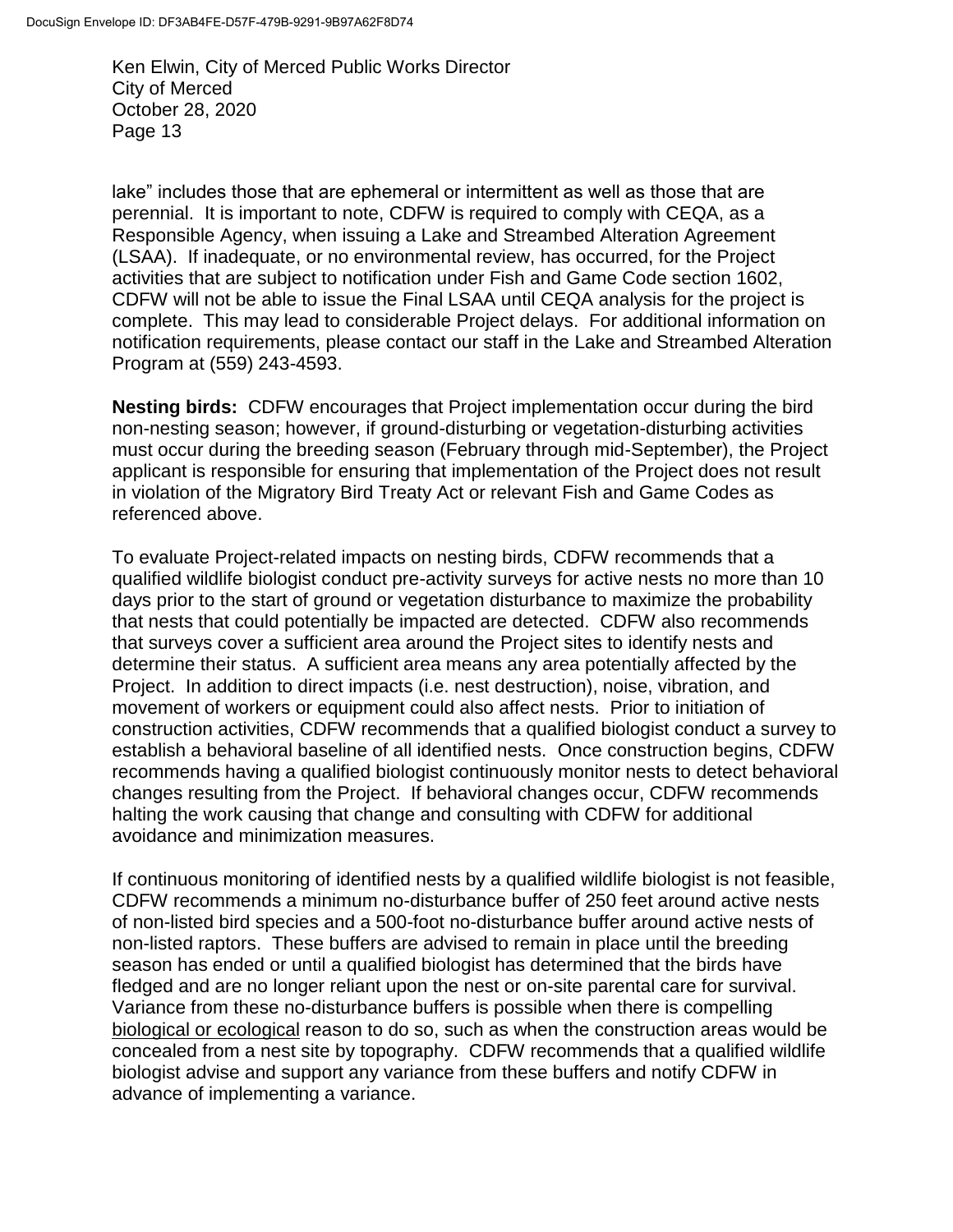lake" includes those that are ephemeral or intermittent as well as those that are perennial. It is important to note, CDFW is required to comply with CEQA, as a Responsible Agency, when issuing a Lake and Streambed Alteration Agreement (LSAA). If inadequate, or no environmental review, has occurred, for the Project activities that are subject to notification under Fish and Game Code section 1602, CDFW will not be able to issue the Final LSAA until CEQA analysis for the project is complete. This may lead to considerable Project delays. For additional information on notification requirements, please contact our staff in the Lake and Streambed Alteration Program at (559) 243-4593.

**Nesting birds:** CDFW encourages that Project implementation occur during the bird non-nesting season; however, if ground-disturbing or vegetation-disturbing activities must occur during the breeding season (February through mid-September), the Project applicant is responsible for ensuring that implementation of the Project does not result in violation of the Migratory Bird Treaty Act or relevant Fish and Game Codes as referenced above.

To evaluate Project-related impacts on nesting birds, CDFW recommends that a qualified wildlife biologist conduct pre-activity surveys for active nests no more than 10 days prior to the start of ground or vegetation disturbance to maximize the probability that nests that could potentially be impacted are detected. CDFW also recommends that surveys cover a sufficient area around the Project sites to identify nests and determine their status. A sufficient area means any area potentially affected by the Project. In addition to direct impacts (i.e. nest destruction), noise, vibration, and movement of workers or equipment could also affect nests. Prior to initiation of construction activities, CDFW recommends that a qualified biologist conduct a survey to establish a behavioral baseline of all identified nests. Once construction begins, CDFW recommends having a qualified biologist continuously monitor nests to detect behavioral changes resulting from the Project. If behavioral changes occur, CDFW recommends halting the work causing that change and consulting with CDFW for additional avoidance and minimization measures.

If continuous monitoring of identified nests by a qualified wildlife biologist is not feasible, CDFW recommends a minimum no-disturbance buffer of 250 feet around active nests of non-listed bird species and a 500-foot no-disturbance buffer around active nests of non-listed raptors. These buffers are advised to remain in place until the breeding season has ended or until a qualified biologist has determined that the birds have fledged and are no longer reliant upon the nest or on-site parental care for survival. Variance from these no-disturbance buffers is possible when there is compelling <u>biological or ecological</u> reason to do so, such as when the construction areas would be concealed from a nest site by topography. CDFW recommends that a qualified wildlife biologist advise and support any variance from these buffers and notify CDFW in advance of implementing a variance.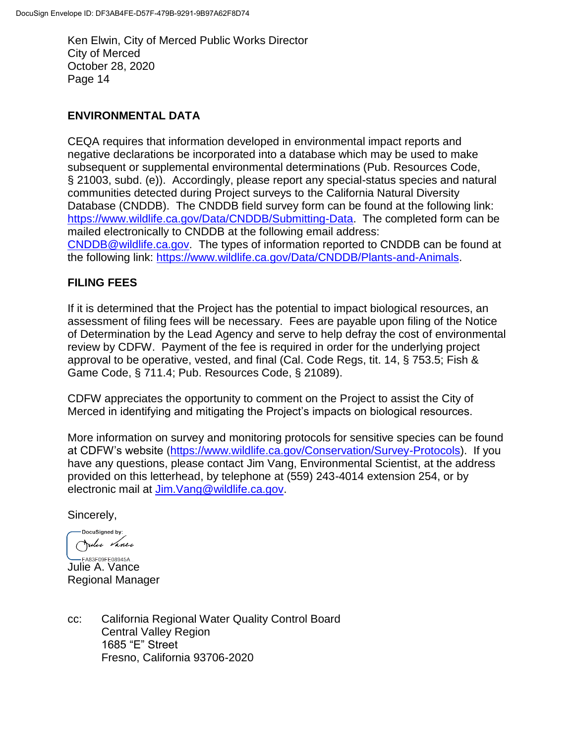Ken Elwin, City of Merced Public Works Director
City of Merced
October 28, 2020

## ENVIRONMENTAL DATA

CEQA requires that information developed in environmental impact reports and negative declarations be incorporated into a database which may be used to make subsequent or supplemental environmental determinations (Pub. Resources Code, § 21003, subd. (e)). Accordingly, please report any special-status species and natural communities detected during Project surveys to the California Natural Diversity Database (CNDDB). The CNDDB field survey form can be found at the following link: https://www.wildlife.ca.gov/Data/CNDDB/Submitting-Data. The completed form can be mailed electronically to CNDDB at the following email address: CNDDB@wildlife.ca.gov. The types of information reported to CNDDB can be found at the following link: https://www.wildlife.ca.gov/Data/CNDDB/Plants-and-Animals.

## FILING FEES

If it is determined that the Project has the potential to impact biological resources, an assessment of filing fees will be necessary. Fees are payable upon filing of the Notice of Determination by the Lead Agency and serve to help defray the cost of environmental review by CDFW. Payment of the fee is required in order for the underlying project approval to be operative, vested, and final (Cal. Code Regs, tit. 14, § 753.5; Fish & Game Code, § 711.4; Pub. Resources Code, § 21089).

CDFW appreciates the opportunity to comment on the Project to assist the City of Merced in identifying and mitigating the Project's impacts on biological resources.

More information on survey and monitoring protocols for sensitive species can be found at CDFW's website (https://www.wildlife.ca.gov/Conservation/Survey-Protocols). If you have any questions, please contact Jim Vang, Environmental Scientist, at the address provided on this letterhead, by telephone at (559) 243-4014 extension 254, or by electronic mail at Jim.Vang@wildlife.ca.gov.

Sincerely,

DocuSigned by:
Julie Vance
FA83F09FE08945A...

Julie A. Vance
Regional Manager

cc: California Regional Water Quality Control Board
Central Valley Region
1685 "E" Street
Fresno, California 93706-2020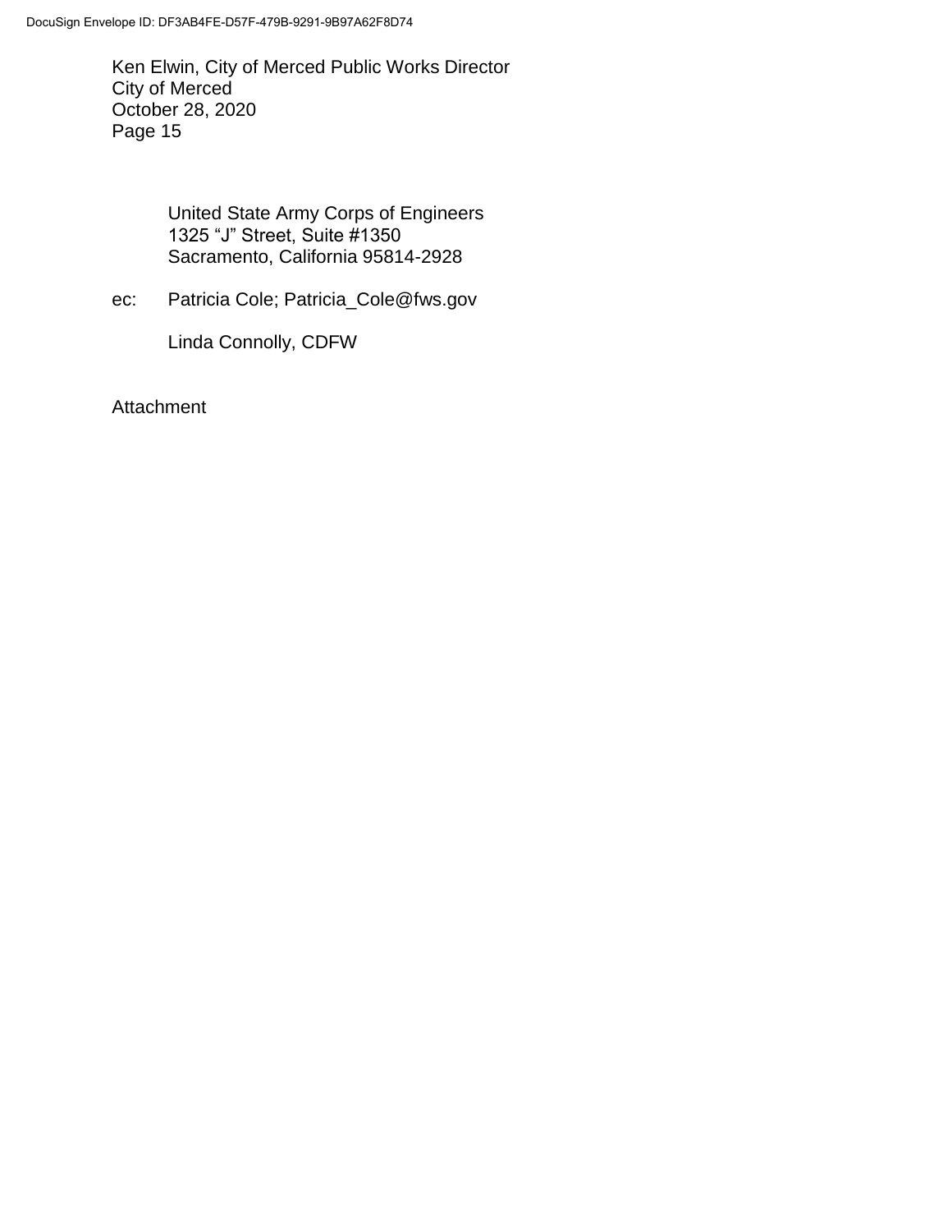United State Army Corps of Engineers
1325 "J" Street, Suite #1350
Sacramento, California 95814-2928

ec: Patricia Cole; Patricia_Cole@fws.gov

Linda Connolly, CDFW

Attachment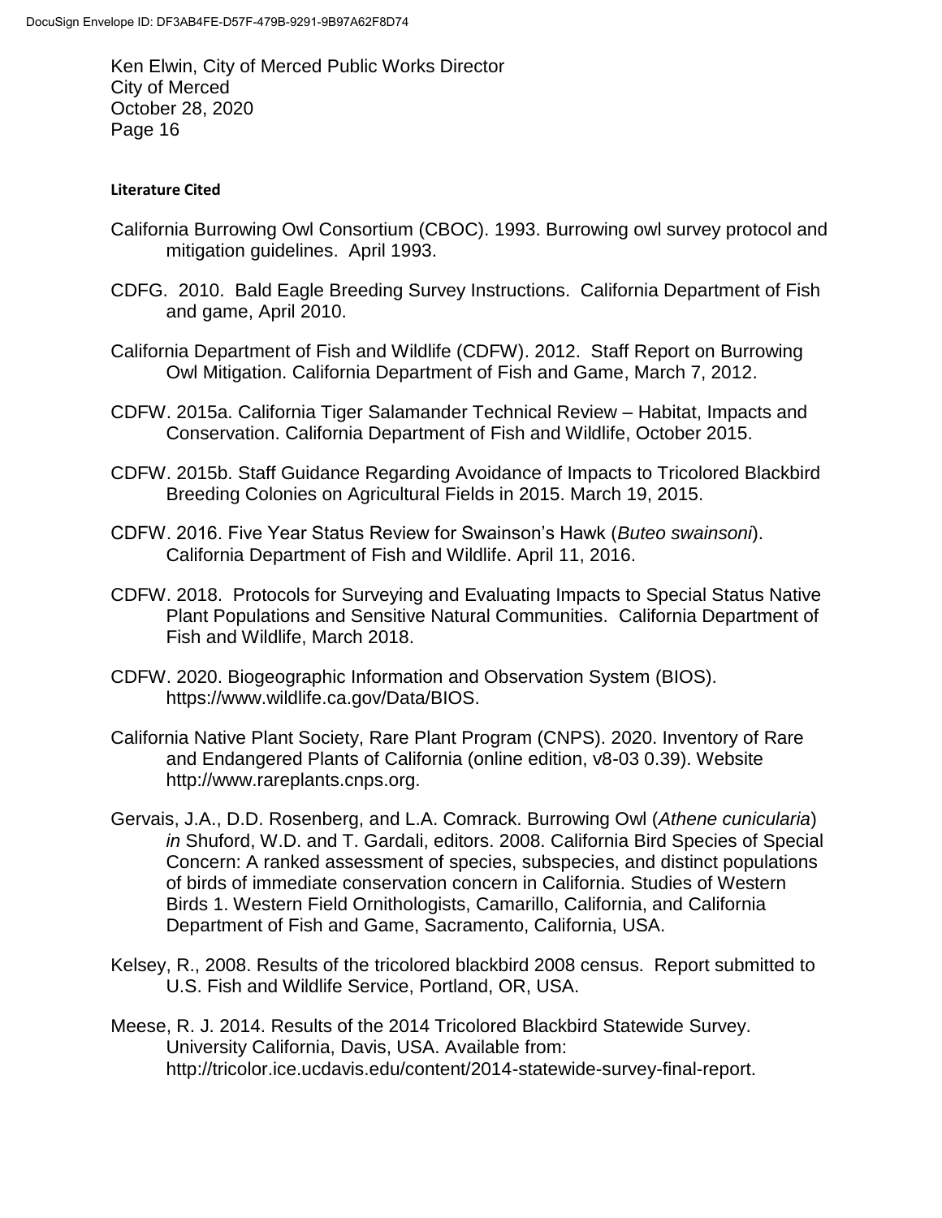**Literature Cited**

California Burrowing Owl Consortium (CBOC). 1993. Burrowing owl survey protocol and mitigation guidelines. April 1993.

CDFG. 2010. Bald Eagle Breeding Survey Instructions. California Department of Fish and game, April 2010.

California Department of Fish and Wildlife (CDFW). 2012. Staff Report on Burrowing Owl Mitigation. California Department of Fish and Game, March 7, 2012.

CDFW. 2015a. California Tiger Salamander Technical Review – Habitat, Impacts and Conservation. California Department of Fish and Wildlife, October 2015.

CDFW. 2015b. Staff Guidance Regarding Avoidance of Impacts to Tricolored Blackbird Breeding Colonies on Agricultural Fields in 2015. March 19, 2015.

CDFW. 2016. Five Year Status Review for Swainson's Hawk (*Buteo swainsoni*). California Department of Fish and Wildlife. April 11, 2016.

CDFW. 2018. Protocols for Surveying and Evaluating Impacts to Special Status Native Plant Populations and Sensitive Natural Communities. California Department of Fish and Wildlife, March 2018.

CDFW. 2020. Biogeographic Information and Observation System (BIOS). https://www.wildlife.ca.gov/Data/BIOS.

California Native Plant Society, Rare Plant Program (CNPS). 2020. Inventory of Rare and Endangered Plants of California (online edition, v8-03 0.39). Website http://www.rareplants.cnps.org.

Gervais, J.A., D.D. Rosenberg, and L.A. Comrack. Burrowing Owl (*Athene cunicularia*) *in* Shuford, W.D. and T. Gardali, editors. 2008. California Bird Species of Special Concern: A ranked assessment of species, subspecies, and distinct populations of birds of immediate conservation concern in California. Studies of Western Birds 1. Western Field Ornithologists, Camarillo, California, and California Department of Fish and Game, Sacramento, California, USA.

Kelsey, R., 2008. Results of the tricolored blackbird 2008 census. Report submitted to U.S. Fish and Wildlife Service, Portland, OR, USA.

Meese, R. J. 2014. Results of the 2014 Tricolored Blackbird Statewide Survey. University California, Davis, USA. Available from: http://tricolor.ice.ucdavis.edu/content/2014-statewide-survey-final-report.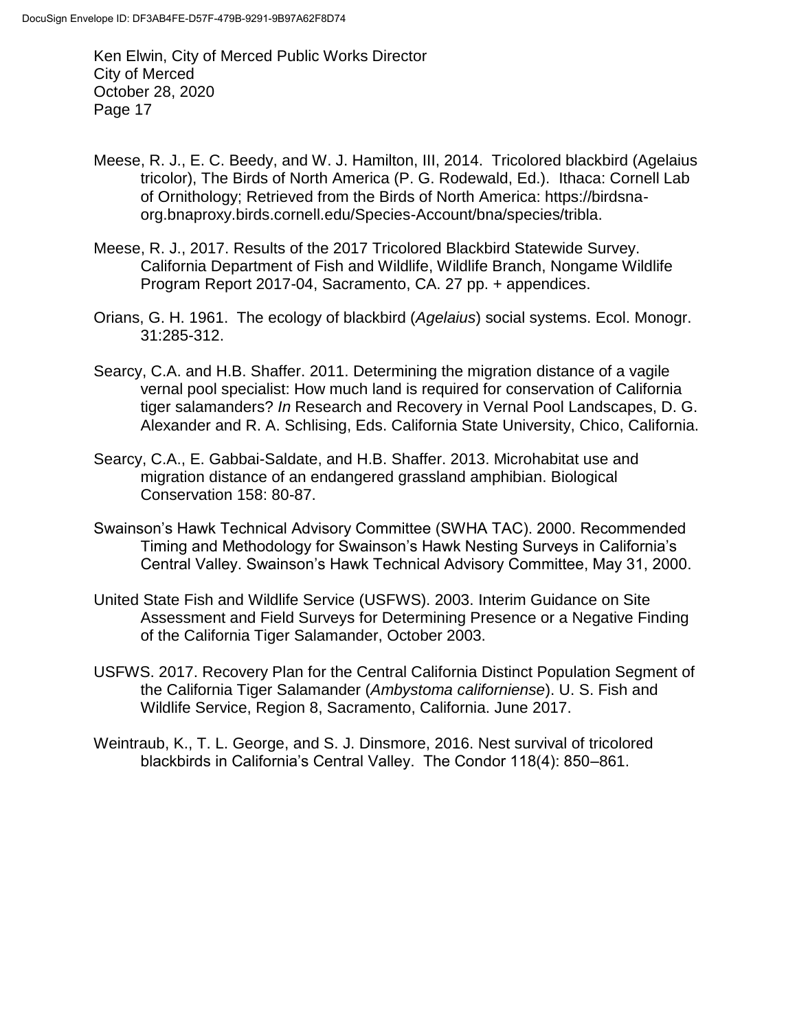Meese, R. J., E. C. Beedy, and W. J. Hamilton, III, 2014. Tricolored blackbird (Agelaius tricolor), The Birds of North America (P. G. Rodewald, Ed.). Ithaca: Cornell Lab of Ornithology; Retrieved from the Birds of North America: https://birdsna-org.bnaproxy.birds.cornell.edu/Species-Account/bna/species/tribla.

Meese, R. J., 2017. Results of the 2017 Tricolored Blackbird Statewide Survey. California Department of Fish and Wildlife, Wildlife Branch, Nongame Wildlife Program Report 2017-04, Sacramento, CA. 27 pp. + appendices.

Orians, G. H. 1961. The ecology of blackbird (*Agelaius*) social systems. Ecol. Monogr. 31:285-312.

Searcy, C.A. and H.B. Shaffer. 2011. Determining the migration distance of a vagile vernal pool specialist: How much land is required for conservation of California tiger salamanders? *In* Research and Recovery in Vernal Pool Landscapes, D. G. Alexander and R. A. Schlising, Eds. California State University, Chico, California.

Searcy, C.A., E. Gabbai-Saldate, and H.B. Shaffer. 2013. Microhabitat use and migration distance of an endangered grassland amphibian. Biological Conservation 158: 80-87.

Swainson's Hawk Technical Advisory Committee (SWHA TAC). 2000. Recommended Timing and Methodology for Swainson's Hawk Nesting Surveys in California's Central Valley. Swainson's Hawk Technical Advisory Committee, May 31, 2000.

United State Fish and Wildlife Service (USFWS). 2003. Interim Guidance on Site Assessment and Field Surveys for Determining Presence or a Negative Finding of the California Tiger Salamander, October 2003.

USFWS. 2017. Recovery Plan for the Central California Distinct Population Segment of the California Tiger Salamander (*Ambystoma californiense*). U. S. Fish and Wildlife Service, Region 8, Sacramento, California. June 2017.

Weintraub, K., T. L. George, and S. J. Dinsmore, 2016. Nest survival of tricolored blackbirds in California's Central Valley. The Condor 118(4): 850–861.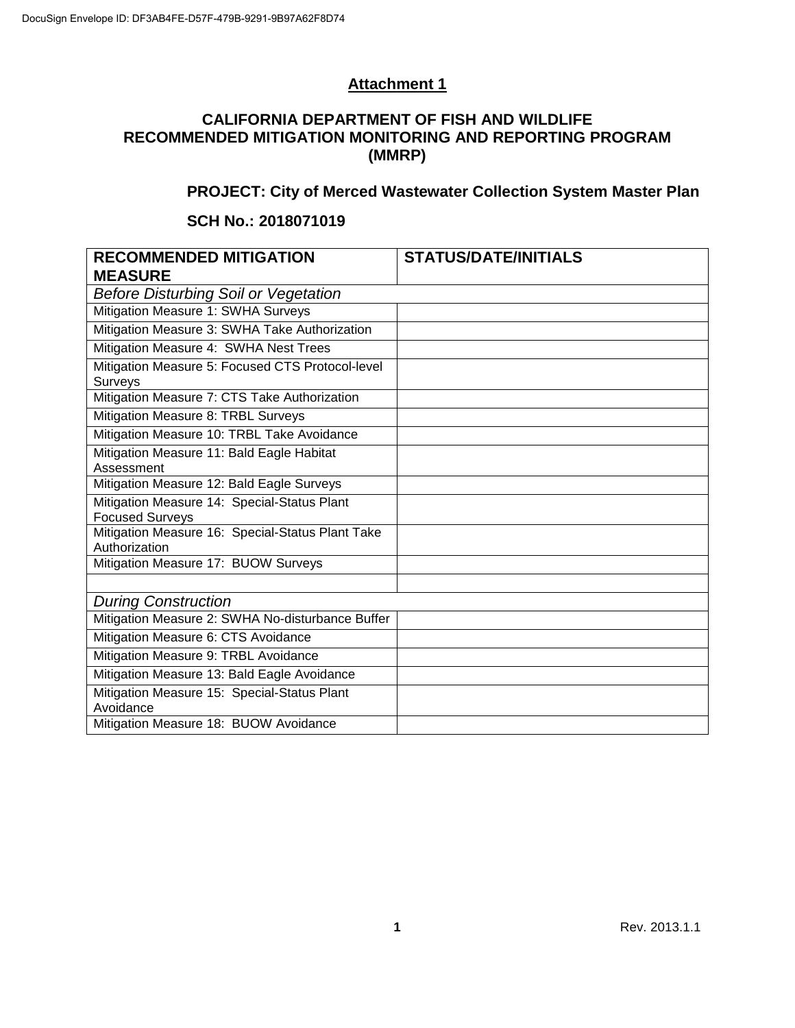## Attachment 1

### CALIFORNIA DEPARTMENT OF FISH AND WILDLIFE RECOMMENDED MITIGATION MONITORING AND REPORTING PROGRAM (MMRP)

### PROJECT: City of Merced Wastewater Collection System Master Plan

### SCH No.: 2018071019

| RECOMMENDED MITIGATION MEASURE | STATUS/DATE/INITIALS |
|---|---|
| *Before Disturbing Soil or Vegetation* | |
| Mitigation Measure 1: SWHA Surveys | |
| Mitigation Measure 3: SWHA Take Authorization | |
| Mitigation Measure 4: SWHA Nest Trees | |
| Mitigation Measure 5: Focused CTS Protocol-level Surveys | |
| Mitigation Measure 7: CTS Take Authorization | |
| Mitigation Measure 8: TRBL Surveys | |
| Mitigation Measure 10: TRBL Take Avoidance | |
| Mitigation Measure 11: Bald Eagle Habitat Assessment | |
| Mitigation Measure 12: Bald Eagle Surveys | |
| Mitigation Measure 14: Special-Status Plant Focused Surveys | |
| Mitigation Measure 16: Special-Status Plant Take Authorization | |
| Mitigation Measure 17: BUOW Surveys | |
| | |
| *During Construction* | |
| Mitigation Measure 2: SWHA No-disturbance Buffer | |
| Mitigation Measure 6: CTS Avoidance | |
| Mitigation Measure 9: TRBL Avoidance | |
| Mitigation Measure 13: Bald Eagle Avoidance | |
| Mitigation Measure 15: Special-Status Plant Avoidance | |
| Mitigation Measure 18: BUOW Avoidance | |

Rev. 2013.1.1